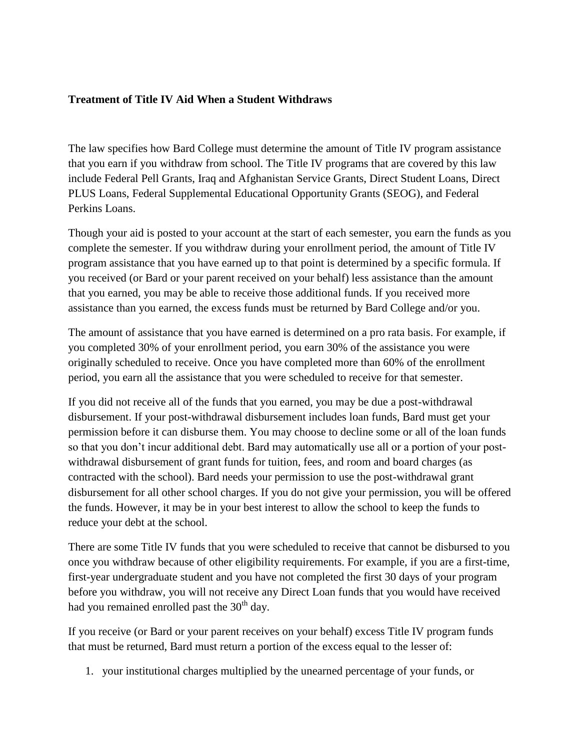**Treatment of Title IV Aid When a Student Withdraws**

The law specifies how Bard College must determine the amount of Title IV program assistance that you earn if you withdraw from school. The Title IV programs that are covered by this law include Federal Pell Grants, Iraq and Afghanistan Service Grants, Direct Student Loans, Direct PLUS Loans, Federal Supplemental Educational Opportunity Grants (SEOG), and Federal Perkins Loans.

Though your aid is posted to your account at the start of each semester, you earn the funds as you complete the semester. If you withdraw during your enrollment period, the amount of Title IV program assistance that you have earned up to that point is determined by a specific formula. If you received (or Bard or your parent received on your behalf) less assistance than the amount that you earned, you may be able to receive those additional funds. If you received more assistance than you earned, the excess funds must be returned by Bard College and/or you.

The amount of assistance that you have earned is determined on a pro rata basis. For example, if you completed 30% of your enrollment period, you earn 30% of the assistance you were originally scheduled to receive. Once you have completed more than 60% of the enrollment period, you earn all the assistance that you were scheduled to receive for that semester.

If you did not receive all of the funds that you earned, you may be due a post-withdrawal disbursement. If your post-withdrawal disbursement includes loan funds, Bard must get your permission before it can disburse them. You may choose to decline some or all of the loan funds so that you don't incur additional debt. Bard may automatically use all or a portion of your post-withdrawal disbursement of grant funds for tuition, fees, and room and board charges (as contracted with the school). Bard needs your permission to use the post-withdrawal grant disbursement for all other school charges. If you do not give your permission, you will be offered the funds. However, it may be in your best interest to allow the school to keep the funds to reduce your debt at the school.

There are some Title IV funds that you were scheduled to receive that cannot be disbursed to you once you withdraw because of other eligibility requirements. For example, if you are a first-time, first-year undergraduate student and you have not completed the first 30 days of your program before you withdraw, you will not receive any Direct Loan funds that you would have received had you remained enrolled past the 30th day.

If you receive (or Bard or your parent receives on your behalf) excess Title IV program funds that must be returned, Bard must return a portion of the excess equal to the lesser of:

1. your institutional charges multiplied by the unearned percentage of your funds, or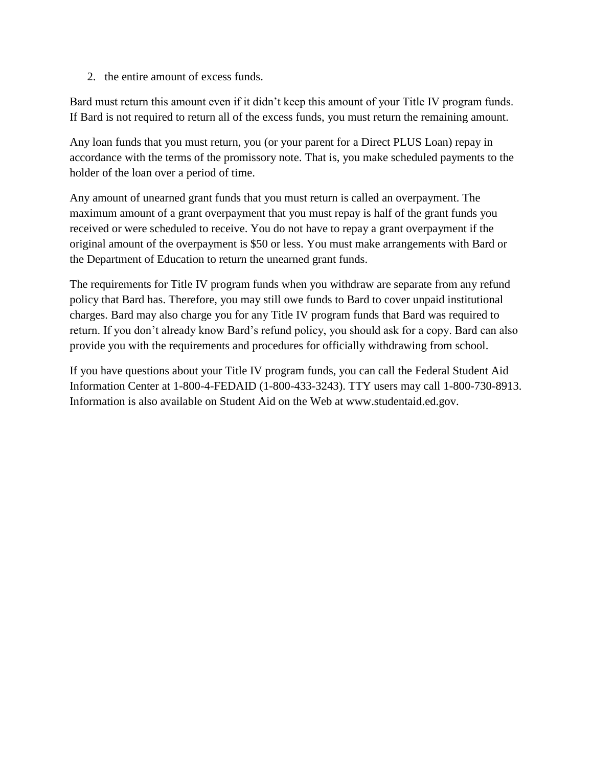2. the entire amount of excess funds.

Bard must return this amount even if it didn't keep this amount of your Title IV program funds. If Bard is not required to return all of the excess funds, you must return the remaining amount.

Any loan funds that you must return, you (or your parent for a Direct PLUS Loan) repay in accordance with the terms of the promissory note. That is, you make scheduled payments to the holder of the loan over a period of time.

Any amount of unearned grant funds that you must return is called an overpayment. The maximum amount of a grant overpayment that you must repay is half of the grant funds you received or were scheduled to receive. You do not have to repay a grant overpayment if the original amount of the overpayment is $50 or less. You must make arrangements with Bard or the Department of Education to return the unearned grant funds.

The requirements for Title IV program funds when you withdraw are separate from any refund policy that Bard has. Therefore, you may still owe funds to Bard to cover unpaid institutional charges. Bard may also charge you for any Title IV program funds that Bard was required to return. If you don't already know Bard's refund policy, you should ask for a copy. Bard can also provide you with the requirements and procedures for officially withdrawing from school.

If you have questions about your Title IV program funds, you can call the Federal Student Aid Information Center at 1-800-4-FEDAID (1-800-433-3243). TTY users may call 1-800-730-8913. Information is also available on Student Aid on the Web at www.studentaid.ed.gov.